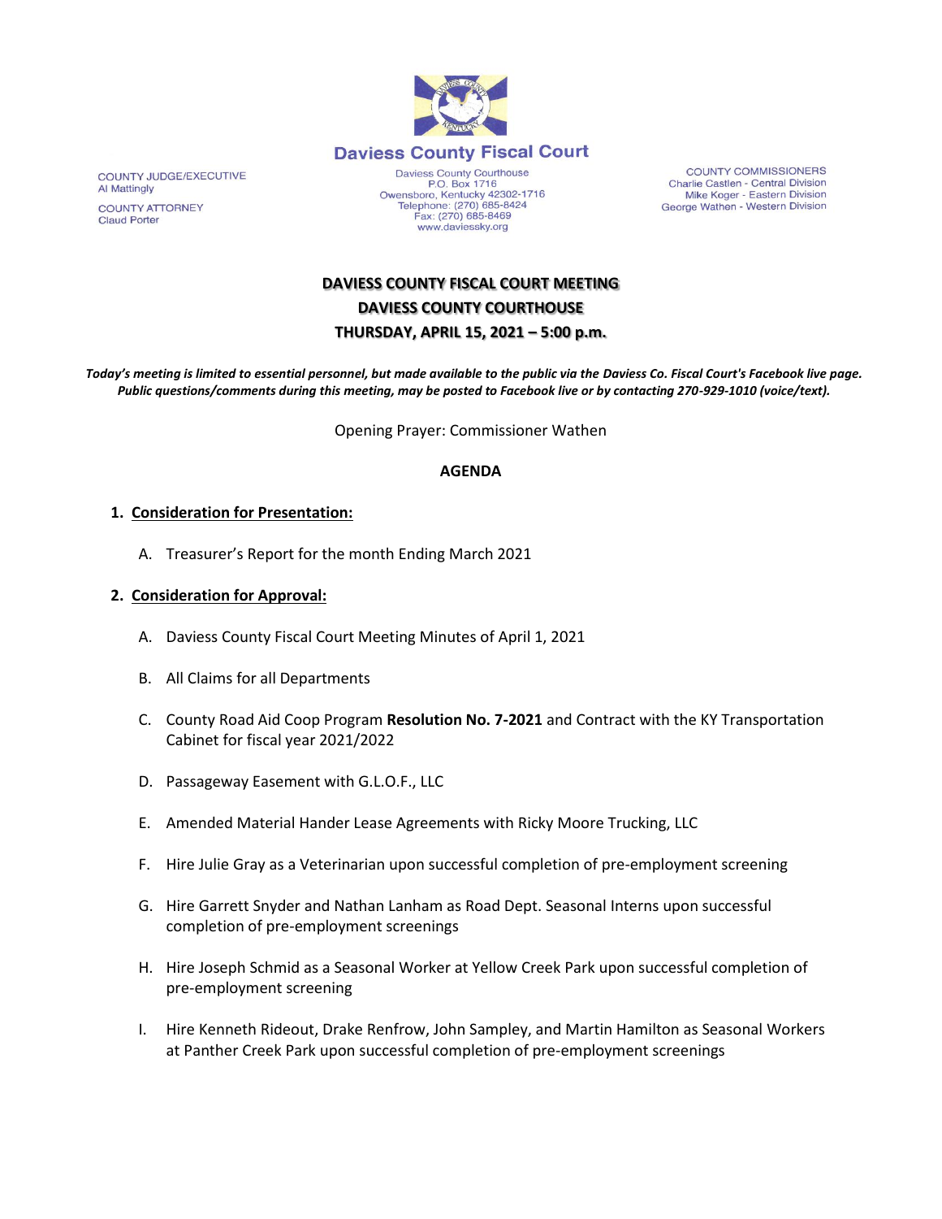# Daviess County Fiscal Court

COUNTY JUDGE/EXECUTIVE
Al Mattingly

COUNTY ATTORNEY
Claud Porter

Daviess County Courthouse
P.O. Box 1716
Owensboro, Kentucky 42302-1716
Telephone: (270) 685-8424
Fax: (270) 685-8469
www.daviessky.org

COUNTY COMMISSIONERS
Charlie Castlen - Central Division
Mike Koger - Eastern Division
George Wathen - Western Division

## DAVIESS COUNTY FISCAL COURT MEETING
## DAVIESS COUNTY COURTHOUSE
## THURSDAY, APRIL 15, 2021 – 5:00 p.m.

***Today's meeting is limited to essential personnel, but made available to the public via the Daviess Co. Fiscal Court's Facebook live page. Public questions/comments during this meeting, may be posted to Facebook live or by contacting 270-929-1010 (voice/text).***

Opening Prayer: Commissioner Wathen

**AGENDA**

1. **Consideration for Presentation:**

   A. Treasurer's Report for the month Ending March 2021

2. **Consideration for Approval:**

   A. Daviess County Fiscal Court Meeting Minutes of April 1, 2021

   B. All Claims for all Departments

   C. County Road Aid Coop Program **Resolution No. 7-2021** and Contract with the KY Transportation Cabinet for fiscal year 2021/2022

   D. Passageway Easement with G.L.O.F., LLC

   E. Amended Material Hander Lease Agreements with Ricky Moore Trucking, LLC

   F. Hire Julie Gray as a Veterinarian upon successful completion of pre-employment screening

   G. Hire Garrett Snyder and Nathan Lanham as Road Dept. Seasonal Interns upon successful completion of pre-employment screenings

   H. Hire Joseph Schmid as a Seasonal Worker at Yellow Creek Park upon successful completion of pre-employment screening

   I. Hire Kenneth Rideout, Drake Renfrow, John Sampley, and Martin Hamilton as Seasonal Workers at Panther Creek Park upon successful completion of pre-employment screenings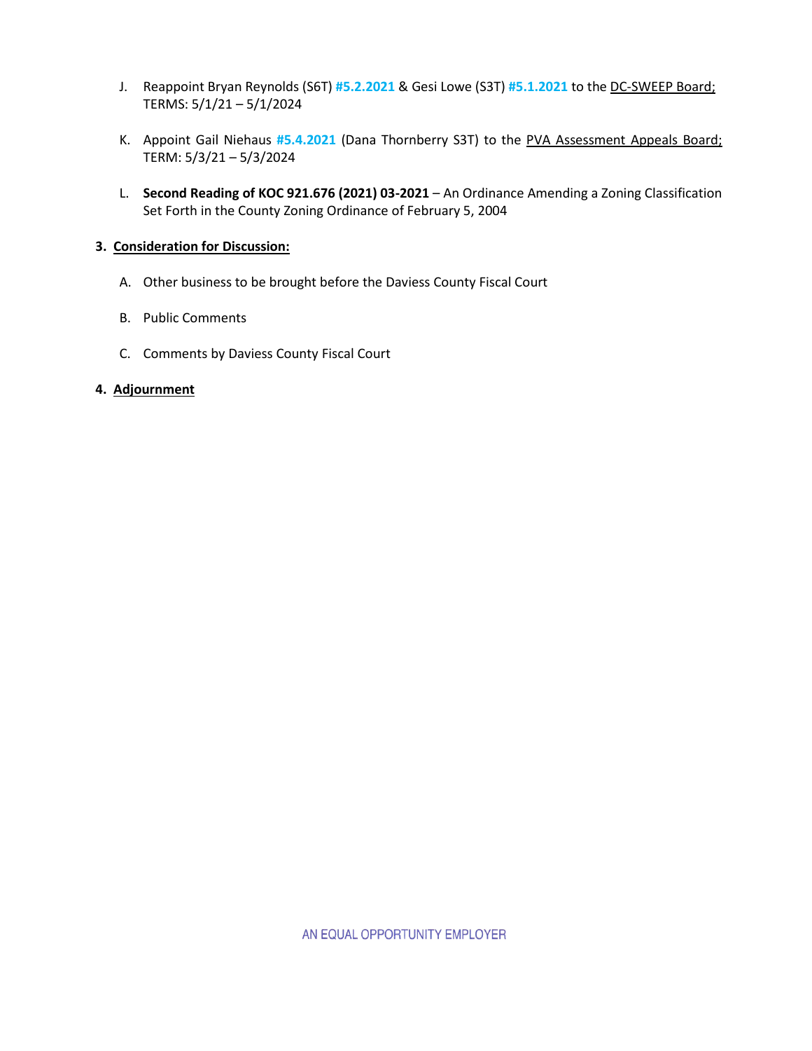J. Reappoint Bryan Reynolds (S6T) **#5.2.2021** & Gesi Lowe (S3T) **#5.1.2021** to the DC-SWEEP Board; TERMS: 5/1/21 – 5/1/2024

K. Appoint Gail Niehaus **#5.4.2021** (Dana Thornberry S3T) to the PVA Assessment Appeals Board; TERM: 5/3/21 – 5/3/2024

L. **Second Reading of KOC 921.676 (2021) 03-2021** – An Ordinance Amending a Zoning Classification Set Forth in the County Zoning Ordinance of February 5, 2004

**3. Consideration for Discussion:**

A. Other business to be brought before the Daviess County Fiscal Court

B. Public Comments

C. Comments by Daviess County Fiscal Court

**4. Adjournment**

AN EQUAL OPPORTUNITY EMPLOYER